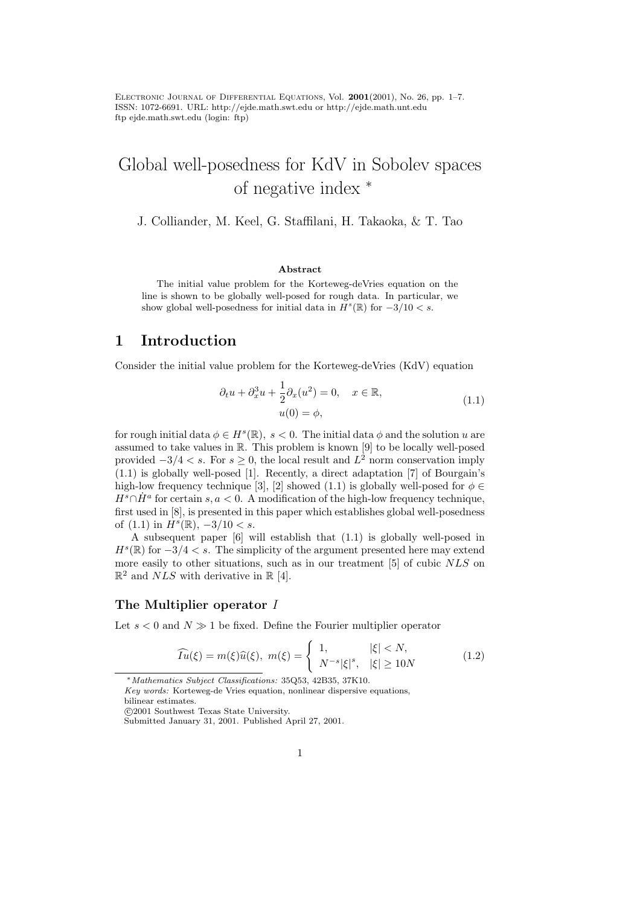# Global well-posedness for KdV in Sobolev spaces of negative index *

J. Colliander, M. Keel, G. Staffilani, H. Takaoka, & T. Tao

### Abstract

The initial value problem for the Korteweg-deVries equation on the line is shown to be globally well-posed for rough data. In particular, we show global well-posedness for initial data in $H^s(\mathbb{R})$ for $-3/10 < s$.

## 1 Introduction

Consider the initial value problem for the Korteweg-deVries (KdV) equation

$$
\begin{aligned}
\partial_t u + \partial_x^3 u + \frac{1}{2}\partial_x(u^2) = 0, \quad x \in \mathbb{R}, \\
u(0) = \phi,
\end{aligned}
\tag{1.1}
$$

for rough initial data $\phi \in H^s(\mathbb{R}),\ s < 0$. The initial data $\phi$ and the solution $u$ are assumed to take values in $\mathbb{R}$. This problem is known [9] to be locally well-posed provided $-3/4 < s$. For $s \geq 0$, the local result and $L^2$ norm conservation imply (1.1) is globally well-posed [1]. Recently, a direct adaptation [7] of Bourgain's high-low frequency technique [3], [2] showed (1.1) is globally well-posed for $\phi \in H^s \cap \dot{H}^a$ for certain $s, a < 0$. A modification of the high-low frequency technique, first used in [8], is presented in this paper which establishes global well-posedness of (1.1) in $H^s(\mathbb{R})$, $-3/10 < s$.

A subsequent paper [6] will establish that (1.1) is globally well-posed in $H^s(\mathbb{R})$ for $-3/4 < s$. The simplicity of the argument presented here may extend more easily to other situations, such as in our treatment [5] of cubic $NLS$ on $\mathbb{R}^2$ and $NLS$ with derivative in $\mathbb{R}$ [4].

### The Multiplier operator $I$

Let $s < 0$ and $N \gg 1$ be fixed. Define the Fourier multiplier operator

$$
\widehat{Iu}(\xi) = m(\xi)\widehat{u}(\xi),\ m(\xi) = \begin{cases} 1, & |\xi| < N, \\ N^{-s}|\xi|^s, & |\xi| \geq 10N \end{cases}
\tag{1.2}
$$

---

*Mathematics Subject Classifications:* 35Q53, 42B35, 37K10.
*Key words:* Korteweg-de Vries equation, nonlinear dispersive equations, bilinear estimates.
©2001 Southwest Texas State University.
Submitted January 31, 2001. Published April 27, 2001.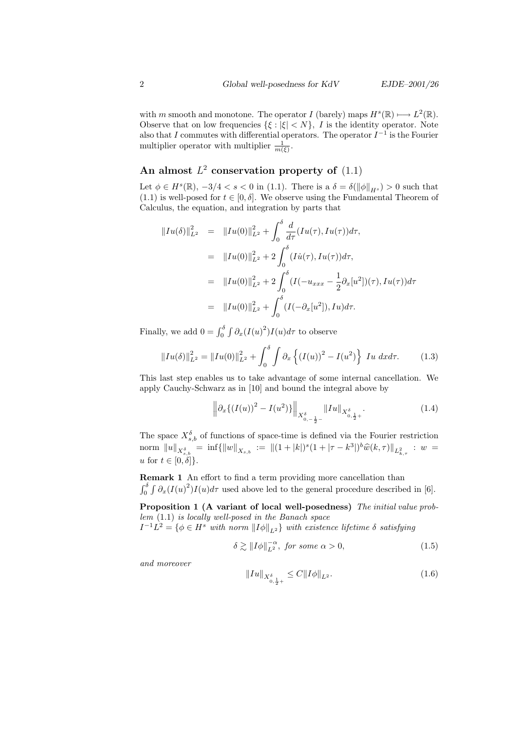with $m$ smooth and monotone. The operator $I$ (barely) maps $H^s(\mathbb{R}) \longmapsto L^2(\mathbb{R})$. Observe that on low frequencies $\{\xi : |\xi| < N\}$, $I$ is the identity operator. Note also that $I$ commutes with differential operators. The operator $I^{-1}$ is the Fourier multiplier operator with multiplier $\frac{1}{m(\xi)}$.

## An almost $L^2$ conservation property of (1.1)

Let $\phi \in H^s(\mathbb{R})$, $-3/4 < s < 0$ in (1.1). There is a $\delta = \delta(\|\phi\|_{H^s}) > 0$ such that (1.1) is well-posed for $t \in [0, \delta]$. We observe using the Fundamental Theorem of Calculus, the equation, and integration by parts that

$$
\begin{aligned}
\|Iu(\delta)\|_{L^2}^2 &= \|Iu(0)\|_{L^2}^2 + \int_0^\delta \frac{d}{d\tau}(Iu(\tau), Iu(\tau))d\tau, \\
&= \|Iu(0)\|_{L^2}^2 + 2\int_0^\delta (I\dot{u}(\tau), Iu(\tau))d\tau, \\
&= \|Iu(0)\|_{L^2}^2 + 2\int_0^\delta (I(-u_{xxx} - \frac{1}{2}\partial_x[u^2])(\tau), Iu(\tau))d\tau \\
&= \|Iu(0)\|_{L^2}^2 + \int_0^\delta (I(-\partial_x[u^2]), Iu)d\tau.
\end{aligned}
$$

Finally, we add $0 = \int_0^\delta \int \partial_x (I(u)^2) I(u) d\tau$ to observe

$$
\|Iu(\delta)\|_{L^2}^2 = \|Iu(0)\|_{L^2}^2 + \int_0^\delta \int \partial_x \left\{ (I(u))^2 - I(u^2) \right\} \, Iu \; dx d\tau. \tag{1.3}
$$

This last step enables us to take advantage of some internal cancellation. We apply Cauchy-Schwarz as in [10] and bound the integral above by

$$
\left\| \partial_x \{ (I(u))^2 - I(u^2) \} \right\|_{X^\delta_{0,-\frac{1}{2}-}} \|Iu\|_{X^\delta_{0,\frac{1}{2}+}}. \tag{1.4}
$$

The space $X^\delta_{s,b}$ of functions of space-time is defined via the Fourier restriction norm $\|u\|_{X^\delta_{s,b}} = \inf\{\|w\|_{X_{s,b}} := \|(1+|k|)^s(1+|\tau - k^3|)^b \widehat{w}(k,\tau)\|_{L^2_{k,\tau}} : w = u \text{ for } t \in [0,\delta]\}$.

**Remark 1** An effort to find a term providing more cancellation than $\int_0^\delta \int \partial_x (I(u)^2) I(u) d\tau$ used above led to the general procedure described in [6].

**Proposition 1 (A variant of local well-posedness)** *The initial value problem* (1.1) *is locally well-posed in the Banach space* $I^{-1}L^2 = \{\phi \in H^s$ *with norm* $\|I\phi\|_{L^2}\}$ *with existence lifetime* $\delta$ *satisfying*

$$
\delta \gtrsim \|I\phi\|_{L^2}^{-\alpha}, \textit{ for some } \alpha > 0, \tag{1.5}
$$

*and moreover*

$$
\|Iu\|_{X^\delta_{0,\frac{1}{2}+}} \leq C \|I\phi\|_{L^2}. \tag{1.6}
$$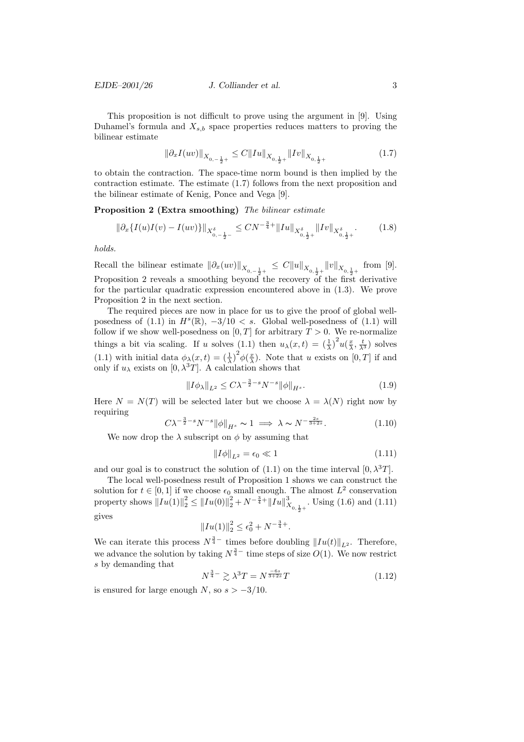This proposition is not difficult to prove using the argument in [9]. Using Duhamel's formula and $X_{s,b}$ space properties reduces matters to proving the bilinear estimate

$$\|\partial_x I(uv)\|_{X_{0,-\frac{1}{2}+}} \le C\|Iu\|_{X_{0,\frac{1}{2}+}} \|Iv\|_{X_{0,\frac{1}{2}+}} \tag{1.7}$$

to obtain the contraction. The space-time norm bound is then implied by the contraction estimate. The estimate (1.7) follows from the next proposition and the bilinear estimate of Kenig, Ponce and Vega [9].

**Proposition 2 (Extra smoothing)** *The bilinear estimate*

$$\|\partial_x\{I(u)I(v) - I(uv)\}\|_{X^\delta_{0,-\frac{1}{2}-}} \le CN^{-\frac{3}{4}+}\|Iu\|_{X^\delta_{0,\frac{1}{2}+}} \|Iv\|_{X^\delta_{0,\frac{1}{2}+}}. \tag{1.8}$$

*holds.*

Recall the bilinear estimate $\|\partial_x(uv)\|_{X_{0,-\frac{1}{2}+}} \le C\|u\|_{X_{0,\frac{1}{2}+}}\|v\|_{X_{0,\frac{1}{2}+}}$ from [9]. Proposition 2 reveals a smoothing beyond the recovery of the first derivative for the particular quadratic expression encountered above in (1.3). We prove Proposition 2 in the next section.

The required pieces are now in place for us to give the proof of global well-posedness of (1.1) in $H^s(\mathbb{R})$, $-3/10 < s$. Global well-posedness of (1.1) will follow if we show well-posedness on $[0,T]$ for arbitrary $T > 0$. We re-normalize things a bit via scaling. If $u$ solves (1.1) then $u_\lambda(x,t) = \left(\frac{1}{\lambda}\right)^2 u(\frac{x}{\lambda}, \frac{t}{\lambda^3})$ solves (1.1) with initial data $\phi_\lambda(x,t) = \left(\frac{1}{\lambda}\right)^2\phi(\frac{x}{\lambda})$. Note that $u$ exists on $[0,T]$ if and only if $u_\lambda$ exists on $[0,\lambda^3 T]$. A calculation shows that

$$\|I\phi_\lambda\|_{L^2} \le C\lambda^{-\frac{3}{2}-s}N^{-s}\|\phi\|_{H^s}. \tag{1.9}$$

Here $N = N(T)$ will be selected later but we choose $\lambda = \lambda(N)$ right now by requiring

$$C\lambda^{-\frac{3}{2}-s}N^{-s}\|\phi\|_{H^s} \sim 1 \implies \lambda \sim N^{-\frac{2s}{3+2s}}. \tag{1.10}$$

We now drop the $\lambda$ subscript on $\phi$ by assuming that

$$\|I\phi\|_{L^2} = \epsilon_0 \ll 1 \tag{1.11}$$

and our goal is to construct the solution of (1.1) on the time interval $[0,\lambda^3 T]$.

The local well-posedness result of Proposition 1 shows we can construct the solution for $t \in [0,1]$ if we choose $\epsilon_0$ small enough. The almost $L^2$ conservation property shows $\|Iu(1)\|_2^2 \le \|Iu(0)\|_2^2 + N^{-\frac{3}{4}+}\|Iu\|^3_{X_{0,\frac{1}{2}+}}$. Using (1.6) and (1.11) gives

$$\|Iu(1)\|_2^2 \le \epsilon_0^2 + N^{-\frac{3}{4}+}.$$

We can iterate this process $N^{\frac{3}{4}-}$ times before doubling $\|Iu(t)\|_{L^2}$. Therefore, we advance the solution by taking $N^{\frac{3}{4}-}$ time steps of size $O(1)$. We now restrict $s$ by demanding that

$$N^{\frac{3}{4}-} \gtrsim \lambda^3 T = N^{\frac{-6s}{3+2s}}T \tag{1.12}$$

is ensured for large enough $N$, so $s > -3/10$.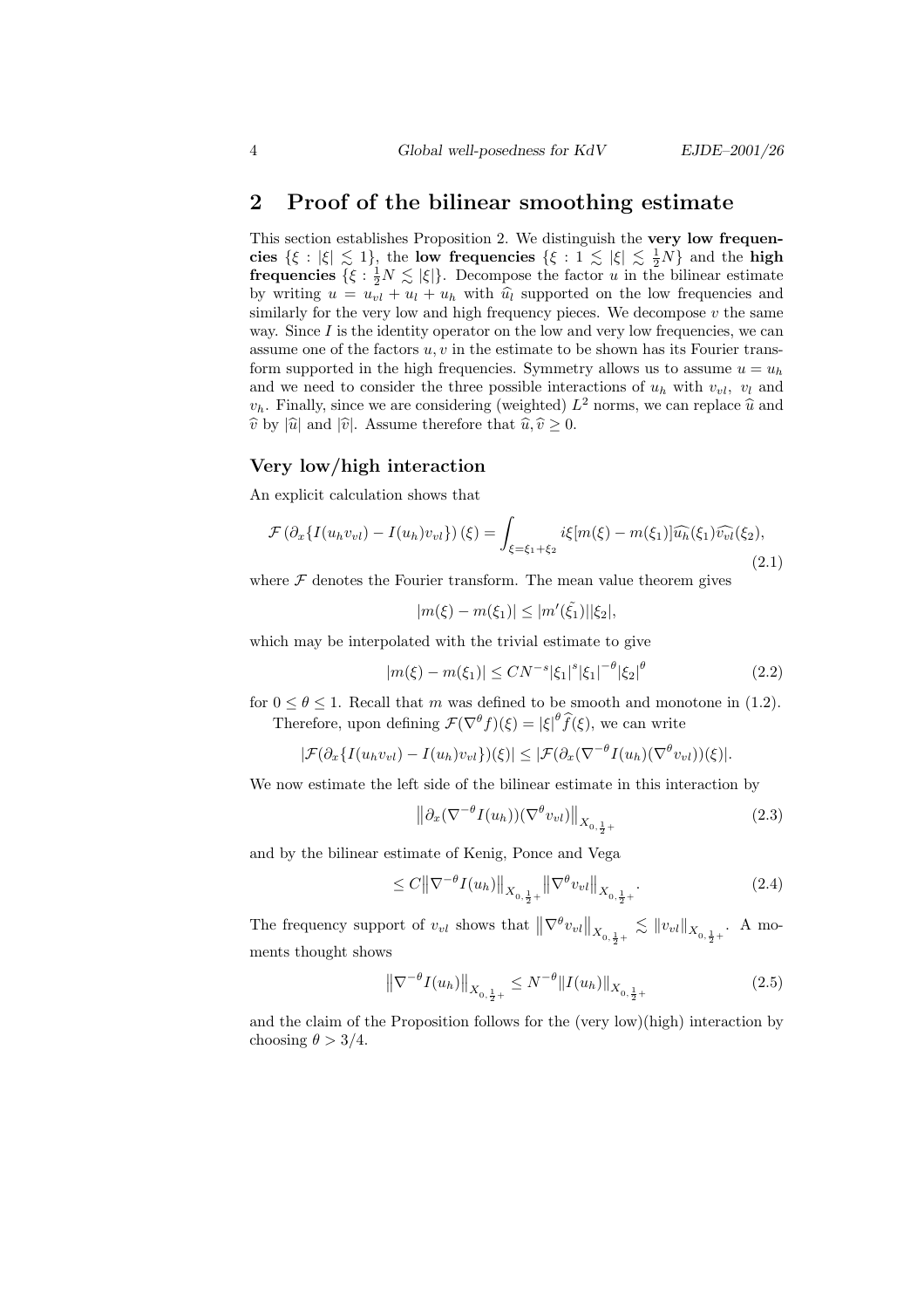## 2 Proof of the bilinear smoothing estimate

This section establishes Proposition 2. We distinguish the **very low frequencies** $\{\xi : |\xi| \lesssim 1\}$, the **low frequencies** $\{\xi : 1 \lesssim |\xi| \lesssim \frac{1}{2}N\}$ and the **high frequencies** $\{\xi : \frac{1}{2}N \lesssim |\xi|\}$. Decompose the factor $u$ in the bilinear estimate by writing $u = u_{vl} + u_l + u_h$ with $\widehat{u}_l$ supported on the low frequencies and similarly for the very low and high frequency pieces. We decompose $v$ the same way. Since $I$ is the identity operator on the low and very low frequencies, we can assume one of the factors $u, v$ in the estimate to be shown has its Fourier transform supported in the high frequencies. Symmetry allows us to assume $u = u_h$ and we need to consider the three possible interactions of $u_h$ with $v_{vl}$, $v_l$ and $v_h$. Finally, since we are considering (weighted) $L^2$ norms, we can replace $\widehat{u}$ and $\widehat{v}$ by $|\widehat{u}|$ and $|\widehat{v}|$. Assume therefore that $\widehat{u}, \widehat{v} \geq 0$.

### Very low/high interaction

An explicit calculation shows that

$$\mathcal{F}\left(\partial_x\{I(u_h v_{vl}) - I(u_h)v_{vl}\}\right)(\xi) = \int_{\xi=\xi_1+\xi_2} i\xi[m(\xi) - m(\xi_1)]\widehat{u_h}(\xi_1)\widehat{v_{vl}}(\xi_2), \tag{2.1}$$

where $\mathcal{F}$ denotes the Fourier transform. The mean value theorem gives

$$|m(\xi) - m(\xi_1)| \leq |m'(\tilde{\xi_1})||\xi_2|,$$

which may be interpolated with the trivial estimate to give

$$|m(\xi) - m(\xi_1)| \leq CN^{-s}|\xi_1|^s|\xi_1|^{-\theta}|\xi_2|^\theta \tag{2.2}$$

for $0 \leq \theta \leq 1$. Recall that $m$ was defined to be smooth and monotone in (1.2).

Therefore, upon defining $\mathcal{F}(\nabla^\theta f)(\xi) = |\xi|^\theta \widehat{f}(\xi)$, we can write

$$|\mathcal{F}(\partial_x\{I(u_h v_{vl}) - I(u_h)v_{vl}\})(\xi)| \leq |\mathcal{F}(\partial_x(\nabla^{-\theta}I(u_h)(\nabla^\theta v_{vl}))(\xi)|.$$

We now estimate the left side of the bilinear estimate in this interaction by

$$\left\|\partial_x(\nabla^{-\theta}I(u_h))(\nabla^\theta v_{vl})\right\|_{X_{0,\frac{1}{2}+}} \tag{2.3}$$

and by the bilinear estimate of Kenig, Ponce and Vega

$$\leq C\left\|\nabla^{-\theta}I(u_h)\right\|_{X_{0,\frac{1}{2}+}}\left\|\nabla^\theta v_{vl}\right\|_{X_{0,\frac{1}{2}+}}. \tag{2.4}$$

The frequency support of $v_{vl}$ shows that $\left\|\nabla^\theta v_{vl}\right\|_{X_{0,\frac{1}{2}+}} \lesssim \|v_{vl}\|_{X_{0,\frac{1}{2}+}}$. A moments thought shows

$$\left\|\nabla^{-\theta}I(u_h)\right\|_{X_{0,\frac{1}{2}+}} \leq N^{-\theta}\|I(u_h)\|_{X_{0,\frac{1}{2}+}} \tag{2.5}$$

and the claim of the Proposition follows for the (very low)(high) interaction by choosing $\theta > 3/4$.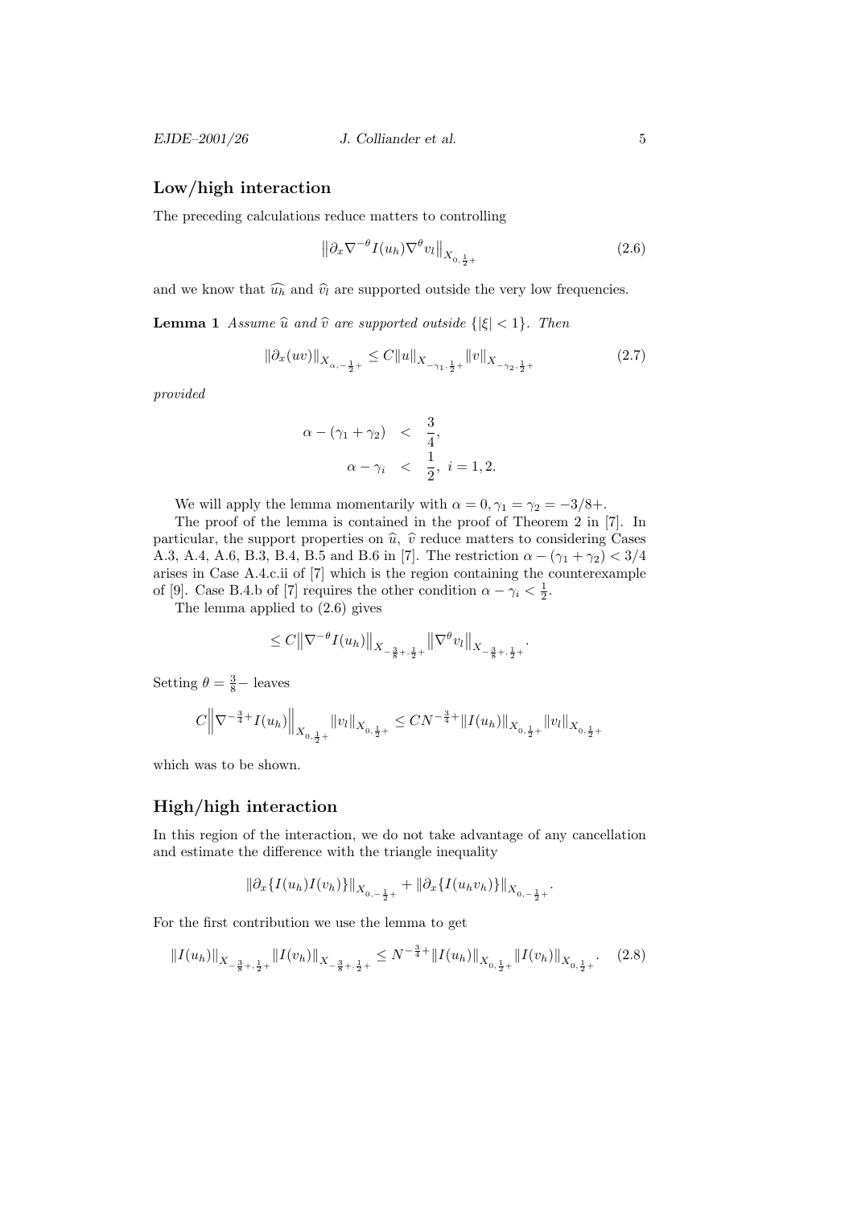## Low/high interaction

The preceding calculations reduce matters to controlling

$$\left\|\partial_x \nabla^{-\theta} I(u_h) \nabla^{\theta} v_l\right\|_{X_{0,\frac{1}{2}+}} \tag{2.6}$$

and we know that $\widehat{u_h}$ and $\widehat{v_l}$ are supported outside the very low frequencies.

**Lemma 1** *Assume $\widehat{u}$ and $\widehat{v}$ are supported outside $\{|\xi| < 1\}$. Then*

$$\|\partial_x(uv)\|_{X_{\alpha,-\frac{1}{2}+}} \leq C\|u\|_{X_{-\gamma_1,\frac{1}{2}+}} \|v\|_{X_{-\gamma_2,\frac{1}{2}+}} \tag{2.7}$$

*provided*

$$\begin{aligned} \alpha - (\gamma_1 + \gamma_2) &< \frac{3}{4}, \\ \alpha - \gamma_i &< \frac{1}{2}, \ i = 1, 2. \end{aligned}$$

We will apply the lemma momentarily with $\alpha = 0, \gamma_1 = \gamma_2 = -3/8+$.

The proof of the lemma is contained in the proof of Theorem 2 in [7]. In particular, the support properties on $\widehat{u}$, $\widehat{v}$ reduce matters to considering Cases A.3, A.4, A.6, B.3, B.4, B.5 and B.6 in [7]. The restriction $\alpha - (\gamma_1 + \gamma_2) < 3/4$ arises in Case A.4.c.ii of [7] which is the region containing the counterexample of [9]. Case B.4.b of [7] requires the other condition $\alpha - \gamma_i < \frac{1}{2}$.

The lemma applied to (2.6) gives

$$\leq C\left\|\nabla^{-\theta} I(u_h)\right\|_{X_{-\frac{3}{8}+,\frac{1}{2}+}} \left\|\nabla^{\theta} v_l\right\|_{X_{-\frac{3}{8}+,\frac{1}{2}+}}.$$

Setting $\theta = \frac{3}{8}-$ leaves

$$C\left\|\nabla^{-\frac{3}{4}+} I(u_h)\right\|_{X_{0,\frac{1}{2}+}} \|v_l\|_{X_{0,\frac{1}{2}+}} \leq CN^{-\frac{3}{4}+} \|I(u_h)\|_{X_{0,\frac{1}{2}+}} \|v_l\|_{X_{0,\frac{1}{2}+}}$$

which was to be shown.

## High/high interaction

In this region of the interaction, we do not take advantage of any cancellation and estimate the difference with the triangle inequality

$$\|\partial_x\{I(u_h)I(v_h)\}\|_{X_{0,-\frac{1}{2}+}} + \|\partial_x\{I(u_h v_h)\}\|_{X_{0,-\frac{1}{2}+}}.$$

For the first contribution we use the lemma to get

$$\|I(u_h)\|_{X_{-\frac{3}{8}+,\frac{1}{2}+}} \|I(v_h)\|_{X_{-\frac{3}{8}+,\frac{1}{2}+}} \leq N^{-\frac{3}{4}+} \|I(u_h)\|_{X_{0,\frac{1}{2}+}} \|I(v_h)\|_{X_{0,\frac{1}{2}+}}. \tag{2.8}$$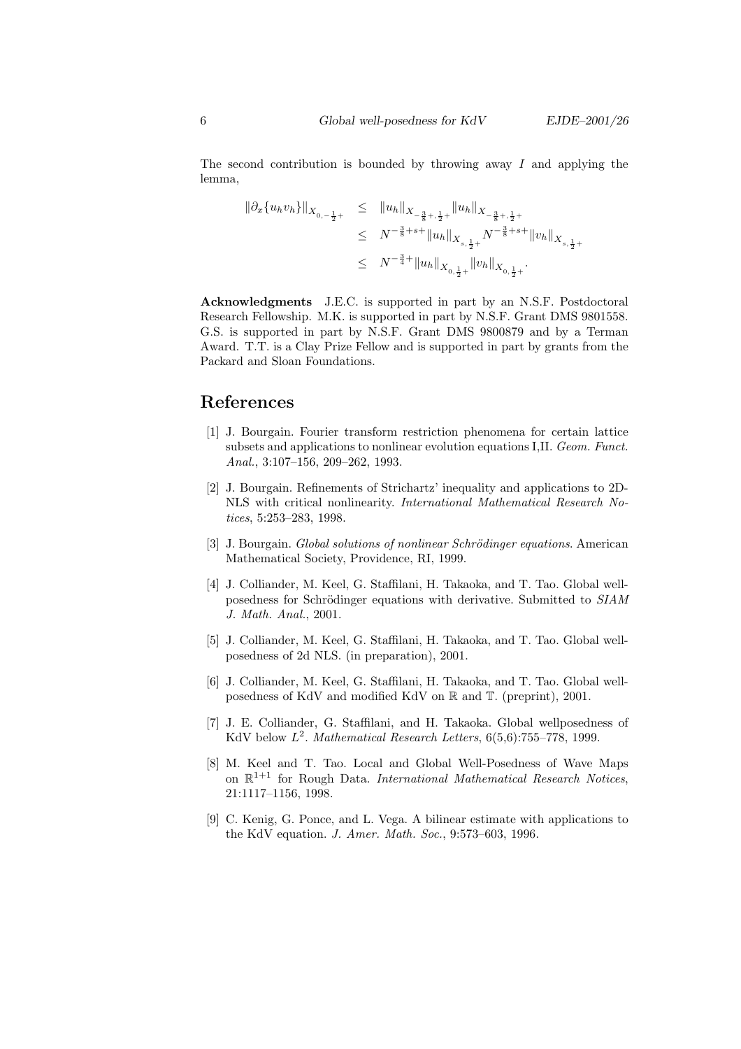The second contribution is bounded by throwing away $I$ and applying the lemma,

$$
\begin{aligned}
\|\partial_x\{u_h v_h\}\|_{X_{0,-\frac{1}{2}+}} &\leq \|u_h\|_{X_{-\frac{3}{8}+,\frac{1}{2}+}} \|u_h\|_{X_{-\frac{3}{8}+,\frac{1}{2}+}} \\
&\leq N^{-\frac{3}{8}+s+} \|u_h\|_{X_{s,\frac{1}{2}+}} N^{-\frac{3}{8}+s+} \|v_h\|_{X_{s,\frac{1}{2}+}} \\
&\leq N^{-\frac{3}{4}+} \|u_h\|_{X_{0,\frac{1}{2}+}} \|v_h\|_{X_{0,\frac{1}{2}+}}.
\end{aligned}
$$

**Acknowledgments** J.E.C. is supported in part by an N.S.F. Postdoctoral Research Fellowship. M.K. is supported in part by N.S.F. Grant DMS 9801558. G.S. is supported in part by N.S.F. Grant DMS 9800879 and by a Terman Award. T.T. is a Clay Prize Fellow and is supported in part by grants from the Packard and Sloan Foundations.

# References

[1] J. Bourgain. Fourier transform restriction phenomena for certain lattice subsets and applications to nonlinear evolution equations I,II. *Geom. Funct. Anal.*, 3:107–156, 209–262, 1993.

[2] J. Bourgain. Refinements of Strichartz' inequality and applications to 2D-NLS with critical nonlinearity. *International Mathematical Research Notices*, 5:253–283, 1998.

[3] J. Bourgain. *Global solutions of nonlinear Schrödinger equations*. American Mathematical Society, Providence, RI, 1999.

[4] J. Colliander, M. Keel, G. Staffilani, H. Takaoka, and T. Tao. Global well-posedness for Schrödinger equations with derivative. Submitted to *SIAM J. Math. Anal.*, 2001.

[5] J. Colliander, M. Keel, G. Staffilani, H. Takaoka, and T. Tao. Global well-posedness of 2d NLS. (in preparation), 2001.

[6] J. Colliander, M. Keel, G. Staffilani, H. Takaoka, and T. Tao. Global well-posedness of KdV and modified KdV on $\mathbb{R}$ and $\mathbb{T}$. (preprint), 2001.

[7] J. E. Colliander, G. Staffilani, and H. Takaoka. Global wellposedness of KdV below $L^2$. *Mathematical Research Letters*, 6(5,6):755–778, 1999.

[8] M. Keel and T. Tao. Local and Global Well-Posedness of Wave Maps on $\mathbb{R}^{1+1}$ for Rough Data. *International Mathematical Research Notices*, 21:1117–1156, 1998.

[9] C. Kenig, G. Ponce, and L. Vega. A bilinear estimate with applications to the KdV equation. *J. Amer. Math. Soc.*, 9:573–603, 1996.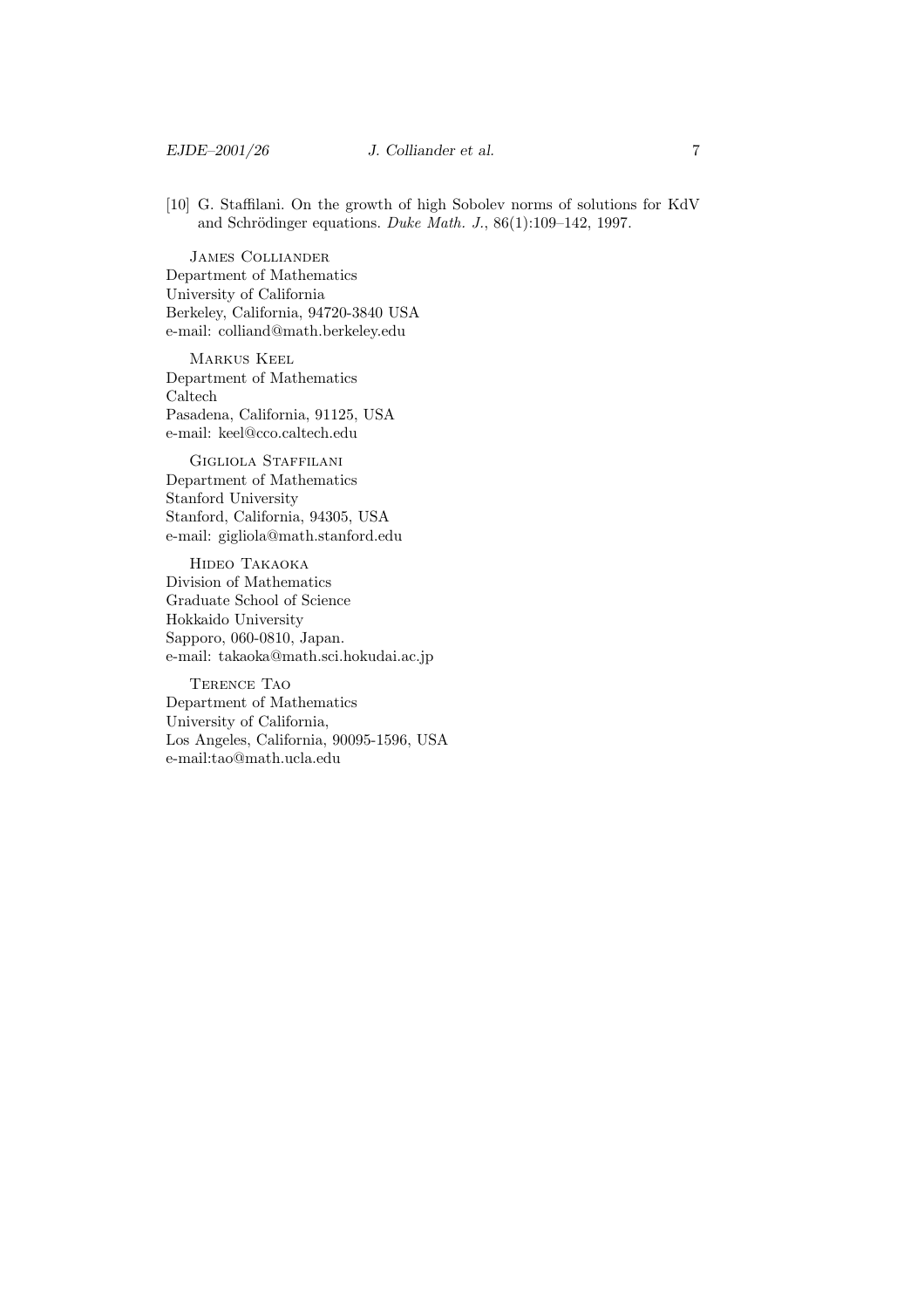[10] G. Staffilani. On the growth of high Sobolev norms of solutions for KdV and Schrödinger equations. *Duke Math. J.*, 86(1):109–142, 1997.

James Colliander
Department of Mathematics
University of California
Berkeley, California, 94720-3840 USA
e-mail: colliand@math.berkeley.edu

Markus Keel
Department of Mathematics
Caltech
Pasadena, California, 91125, USA
e-mail: keel@cco.caltech.edu

Gigliola Staffilani
Department of Mathematics
Stanford University
Stanford, California, 94305, USA
e-mail: gigliola@math.stanford.edu

Hideo Takaoka
Division of Mathematics
Graduate School of Science
Hokkaido University
Sapporo, 060-0810, Japan.
e-mail: takaoka@math.sci.hokudai.ac.jp

Terence Tao
Department of Mathematics
University of California,
Los Angeles, California, 90095-1596, USA
e-mail:tao@math.ucla.edu